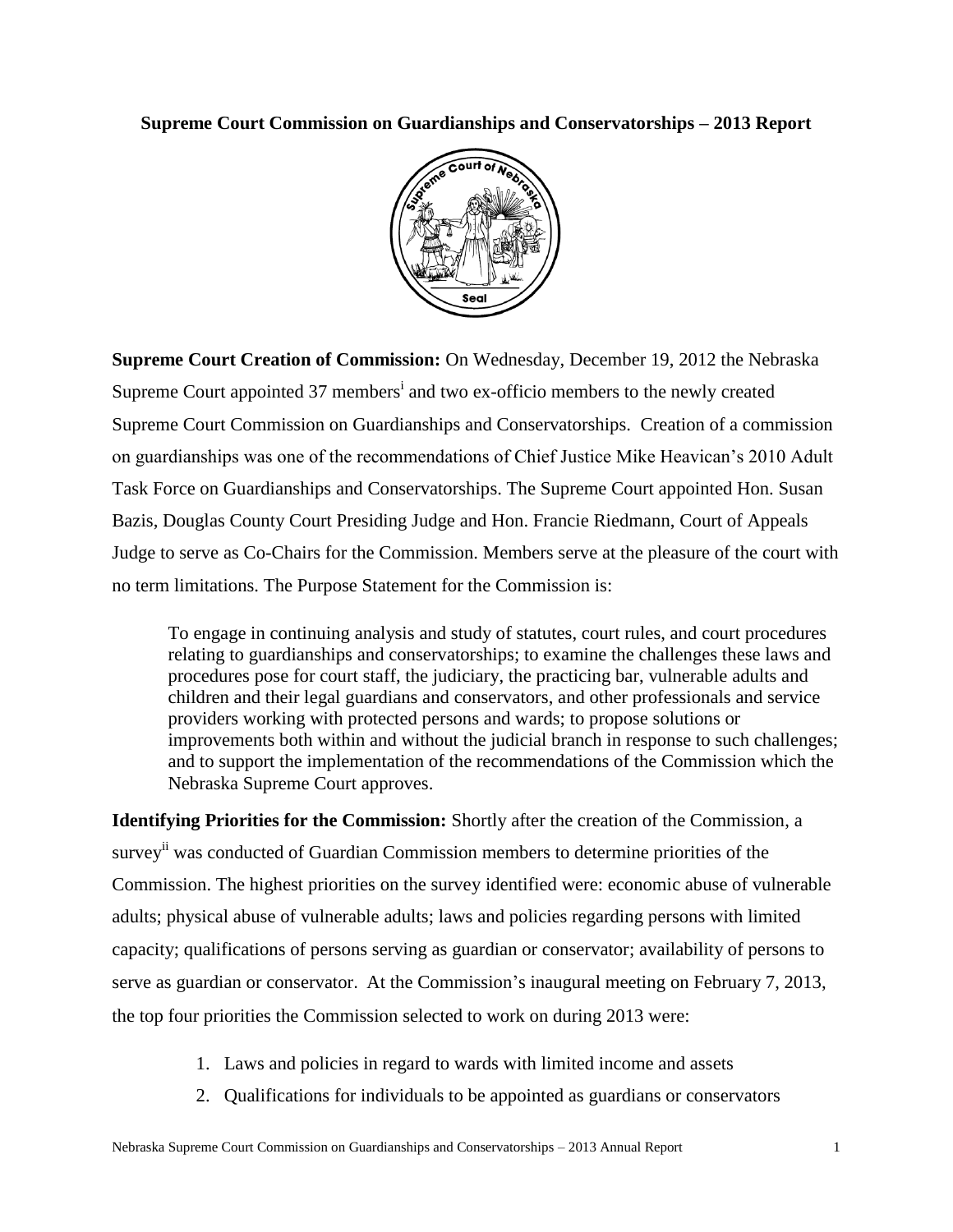# Supreme Court Commission on Guardianships and Conservatorships – 2013 Report

**Supreme Court Creation of Commission:** On Wednesday, December 19, 2012 the Nebraska Supreme Court appointed 37 members[i] and two ex-officio members to the newly created Supreme Court Commission on Guardianships and Conservatorships. Creation of a commission on guardianships was one of the recommendations of Chief Justice Mike Heavican's 2010 Adult Task Force on Guardianships and Conservatorships. The Supreme Court appointed Hon. Susan Bazis, Douglas County Court Presiding Judge and Hon. Francie Riedmann, Court of Appeals Judge to serve as Co-Chairs for the Commission. Members serve at the pleasure of the court with no term limitations. The Purpose Statement for the Commission is:

> To engage in continuing analysis and study of statutes, court rules, and court procedures relating to guardianships and conservatorships; to examine the challenges these laws and procedures pose for court staff, the judiciary, the practicing bar, vulnerable adults and children and their legal guardians and conservators, and other professionals and service providers working with protected persons and wards; to propose solutions or improvements both within and without the judicial branch in response to such challenges; and to support the implementation of the recommendations of the Commission which the Nebraska Supreme Court approves.

**Identifying Priorities for the Commission:** Shortly after the creation of the Commission, a survey[ii] was conducted of Guardian Commission members to determine priorities of the Commission. The highest priorities on the survey identified were: economic abuse of vulnerable adults; physical abuse of vulnerable adults; laws and policies regarding persons with limited capacity; qualifications of persons serving as guardian or conservator; availability of persons to serve as guardian or conservator. At the Commission's inaugural meeting on February 7, 2013, the top four priorities the Commission selected to work on during 2013 were:

1. Laws and policies in regard to wards with limited income and assets
2. Qualifications for individuals to be appointed as guardians or conservators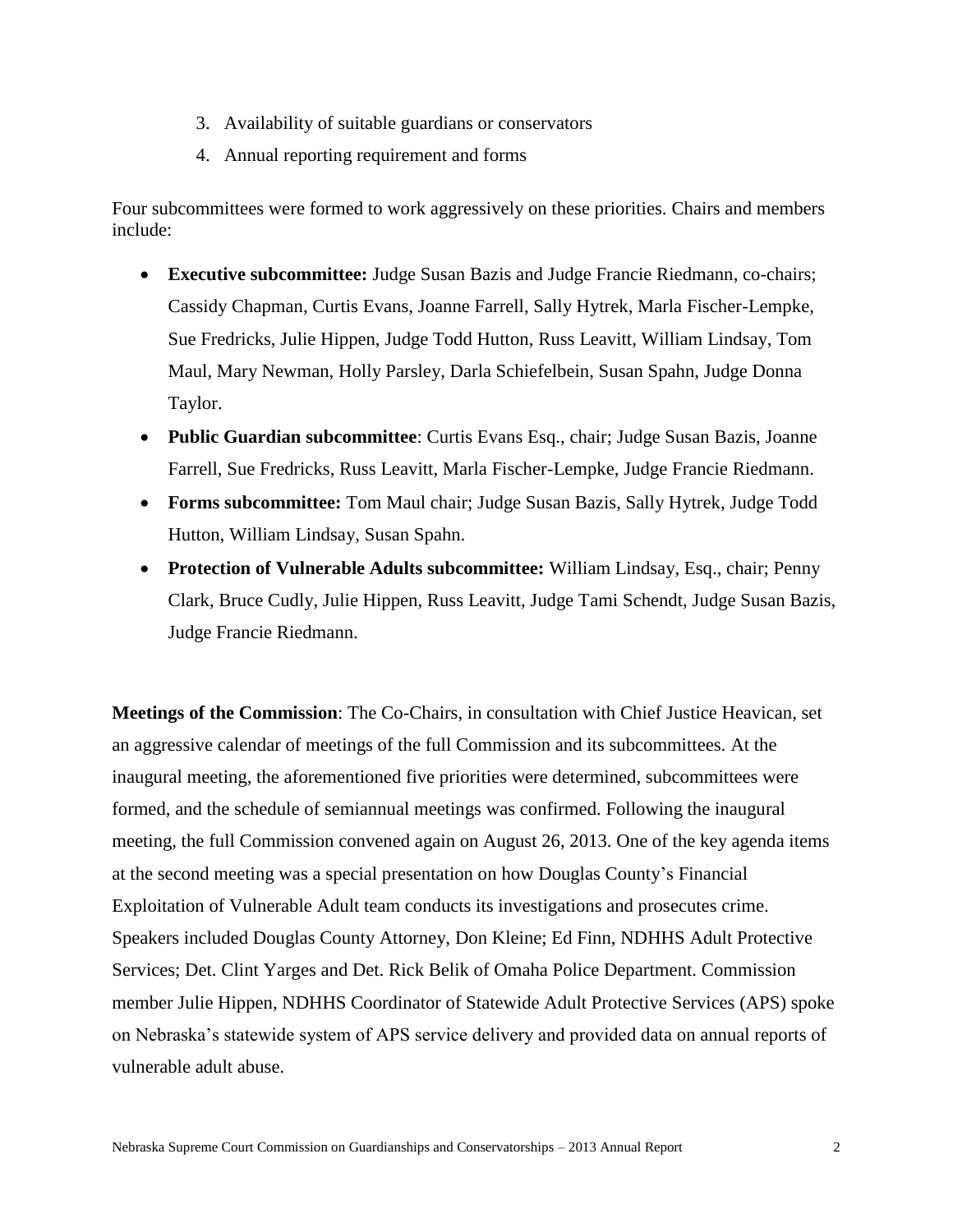3. Availability of suitable guardians or conservators
4. Annual reporting requirement and forms

Four subcommittees were formed to work aggressively on these priorities. Chairs and members include:

- **Executive subcommittee:** Judge Susan Bazis and Judge Francie Riedmann, co-chairs; Cassidy Chapman, Curtis Evans, Joanne Farrell, Sally Hytrek, Marla Fischer-Lempke, Sue Fredricks, Julie Hippen, Judge Todd Hutton, Russ Leavitt, William Lindsay, Tom Maul, Mary Newman, Holly Parsley, Darla Schiefelbein, Susan Spahn, Judge Donna Taylor.
- **Public Guardian subcommittee**: Curtis Evans Esq., chair; Judge Susan Bazis, Joanne Farrell, Sue Fredricks, Russ Leavitt, Marla Fischer-Lempke, Judge Francie Riedmann.
- **Forms subcommittee:** Tom Maul chair; Judge Susan Bazis, Sally Hytrek, Judge Todd Hutton, William Lindsay, Susan Spahn.
- **Protection of Vulnerable Adults subcommittee:** William Lindsay, Esq., chair; Penny Clark, Bruce Cudly, Julie Hippen, Russ Leavitt, Judge Tami Schendt, Judge Susan Bazis, Judge Francie Riedmann.

**Meetings of the Commission**: The Co-Chairs, in consultation with Chief Justice Heavican, set an aggressive calendar of meetings of the full Commission and its subcommittees. At the inaugural meeting, the aforementioned five priorities were determined, subcommittees were formed, and the schedule of semiannual meetings was confirmed. Following the inaugural meeting, the full Commission convened again on August 26, 2013. One of the key agenda items at the second meeting was a special presentation on how Douglas County's Financial Exploitation of Vulnerable Adult team conducts its investigations and prosecutes crime. Speakers included Douglas County Attorney, Don Kleine; Ed Finn, NDHHS Adult Protective Services; Det. Clint Yarges and Det. Rick Belik of Omaha Police Department. Commission member Julie Hippen, NDHHS Coordinator of Statewide Adult Protective Services (APS) spoke on Nebraska's statewide system of APS service delivery and provided data on annual reports of vulnerable adult abuse.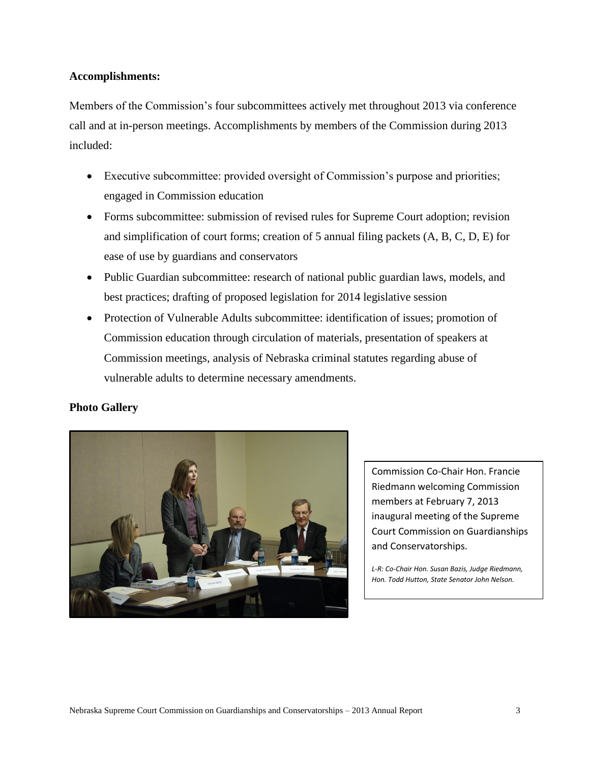**Accomplishments:**

Members of the Commission's four subcommittees actively met throughout 2013 via conference call and at in-person meetings. Accomplishments by members of the Commission during 2013 included:

- Executive subcommittee: provided oversight of Commission's purpose and priorities; engaged in Commission education
- Forms subcommittee: submission of revised rules for Supreme Court adoption; revision and simplification of court forms; creation of 5 annual filing packets (A, B, C, D, E) for ease of use by guardians and conservators
- Public Guardian subcommittee: research of national public guardian laws, models, and best practices; drafting of proposed legislation for 2014 legislative session
- Protection of Vulnerable Adults subcommittee: identification of issues; promotion of Commission education through circulation of materials, presentation of speakers at Commission meetings, analysis of Nebraska criminal statutes regarding abuse of vulnerable adults to determine necessary amendments.

**Photo Gallery**

Commission Co-Chair Hon. Francie Riedmann welcoming Commission members at February 7, 2013 inaugural meeting of the Supreme Court Commission on Guardianships and Conservatorships.

*L-R: Co-Chair Hon. Susan Bazis, Judge Riedmann, Hon. Todd Hutton, State Senator John Nelson.*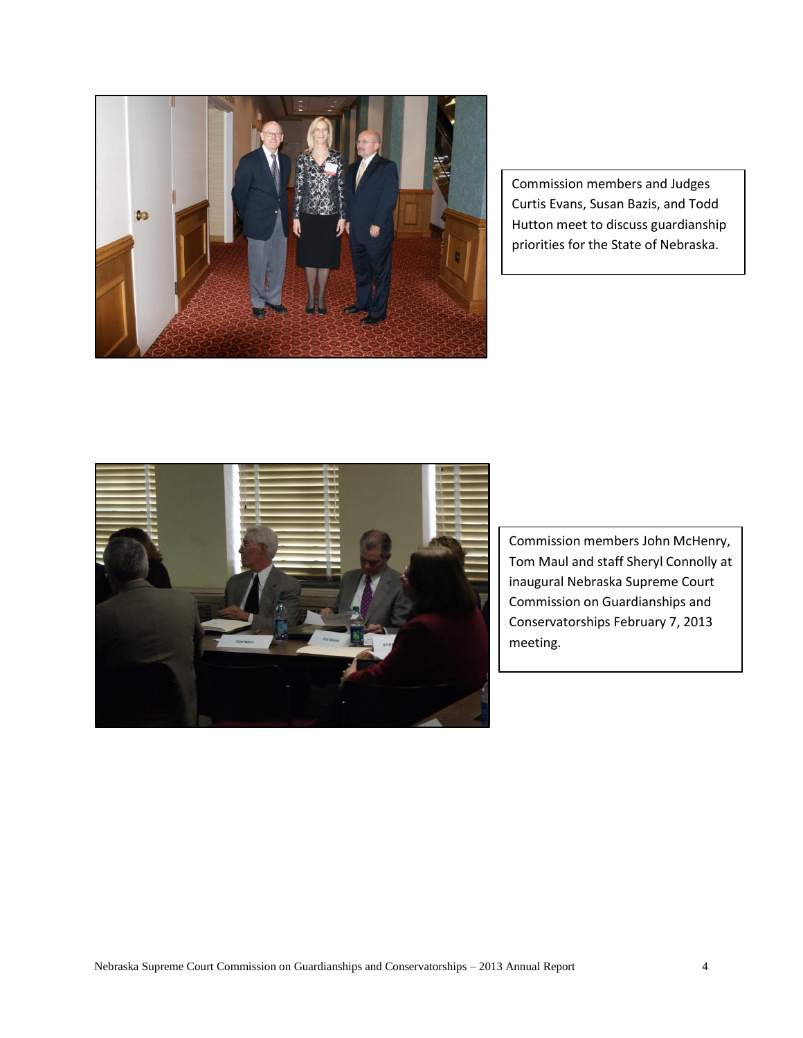Commission members and Judges Curtis Evans, Susan Bazis, and Todd Hutton meet to discuss guardianship priorities for the State of Nebraska.

Commission members John McHenry, Tom Maul and staff Sheryl Connolly at inaugural Nebraska Supreme Court Commission on Guardianships and Conservatorships February 7, 2013 meeting.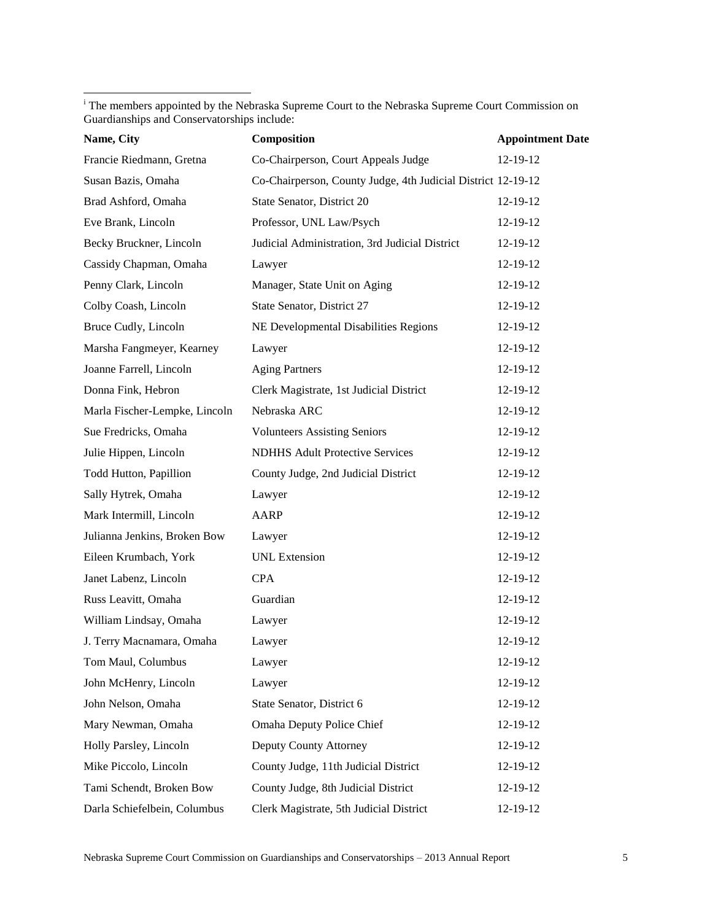[i] The members appointed by the Nebraska Supreme Court to the Nebraska Supreme Court Commission on Guardianships and Conservatorships include:

| Name, City | Composition | Appointment Date |
|---|---|---|
| Francie Riedmann, Gretna | Co-Chairperson, Court Appeals Judge | 12-19-12 |
| Susan Bazis, Omaha | Co-Chairperson, County Judge, 4th Judicial District | 12-19-12 |
| Brad Ashford, Omaha | State Senator, District 20 | 12-19-12 |
| Eve Brank, Lincoln | Professor, UNL Law/Psych | 12-19-12 |
| Becky Bruckner, Lincoln | Judicial Administration, 3rd Judicial District | 12-19-12 |
| Cassidy Chapman, Omaha | Lawyer | 12-19-12 |
| Penny Clark, Lincoln | Manager, State Unit on Aging | 12-19-12 |
| Colby Coash, Lincoln | State Senator, District 27 | 12-19-12 |
| Bruce Cudly, Lincoln | NE Developmental Disabilities Regions | 12-19-12 |
| Marsha Fangmeyer, Kearney | Lawyer | 12-19-12 |
| Joanne Farrell, Lincoln | Aging Partners | 12-19-12 |
| Donna Fink, Hebron | Clerk Magistrate, 1st Judicial District | 12-19-12 |
| Marla Fischer-Lempke, Lincoln | Nebraska ARC | 12-19-12 |
| Sue Fredricks, Omaha | Volunteers Assisting Seniors | 12-19-12 |
| Julie Hippen, Lincoln | NDHHS Adult Protective Services | 12-19-12 |
| Todd Hutton, Papillion | County Judge, 2nd Judicial District | 12-19-12 |
| Sally Hytrek, Omaha | Lawyer | 12-19-12 |
| Mark Intermill, Lincoln | AARP | 12-19-12 |
| Julianna Jenkins, Broken Bow | Lawyer | 12-19-12 |
| Eileen Krumbach, York | UNL Extension | 12-19-12 |
| Janet Labenz, Lincoln | CPA | 12-19-12 |
| Russ Leavitt, Omaha | Guardian | 12-19-12 |
| William Lindsay, Omaha | Lawyer | 12-19-12 |
| J. Terry Macnamara, Omaha | Lawyer | 12-19-12 |
| Tom Maul, Columbus | Lawyer | 12-19-12 |
| John McHenry, Lincoln | Lawyer | 12-19-12 |
| John Nelson, Omaha | State Senator, District 6 | 12-19-12 |
| Mary Newman, Omaha | Omaha Deputy Police Chief | 12-19-12 |
| Holly Parsley, Lincoln | Deputy County Attorney | 12-19-12 |
| Mike Piccolo, Lincoln | County Judge, 11th Judicial District | 12-19-12 |
| Tami Schendt, Broken Bow | County Judge, 8th Judicial District | 12-19-12 |
| Darla Schiefelbein, Columbus | Clerk Magistrate, 5th Judicial District | 12-19-12 |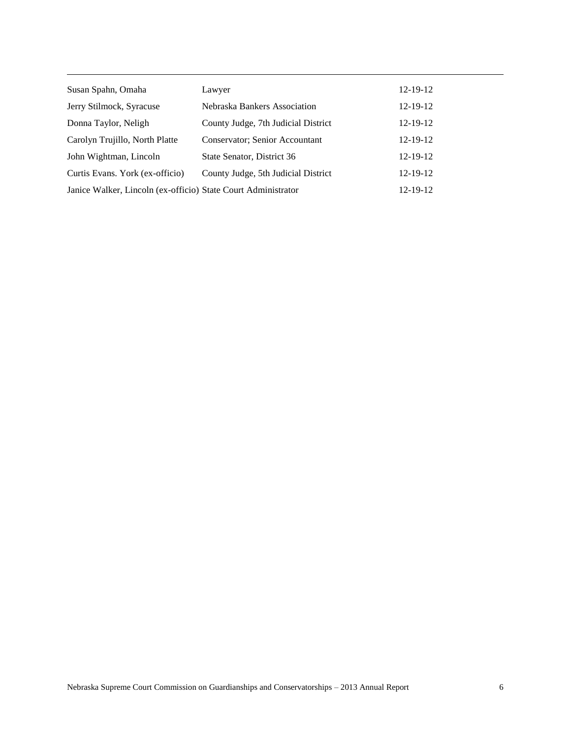| | | |
|---|---|---|
| Susan Spahn, Omaha | Lawyer | 12-19-12 |
| Jerry Stilmock, Syracuse | Nebraska Bankers Association | 12-19-12 |
| Donna Taylor, Neligh | County Judge, 7th Judicial District | 12-19-12 |
| Carolyn Trujillo, North Platte | Conservator; Senior Accountant | 12-19-12 |
| John Wightman, Lincoln | State Senator, District 36 | 12-19-12 |
| Curtis Evans. York (ex-officio) | County Judge, 5th Judicial District | 12-19-12 |
| Janice Walker, Lincoln (ex-officio) | State Court Administrator | 12-19-12 |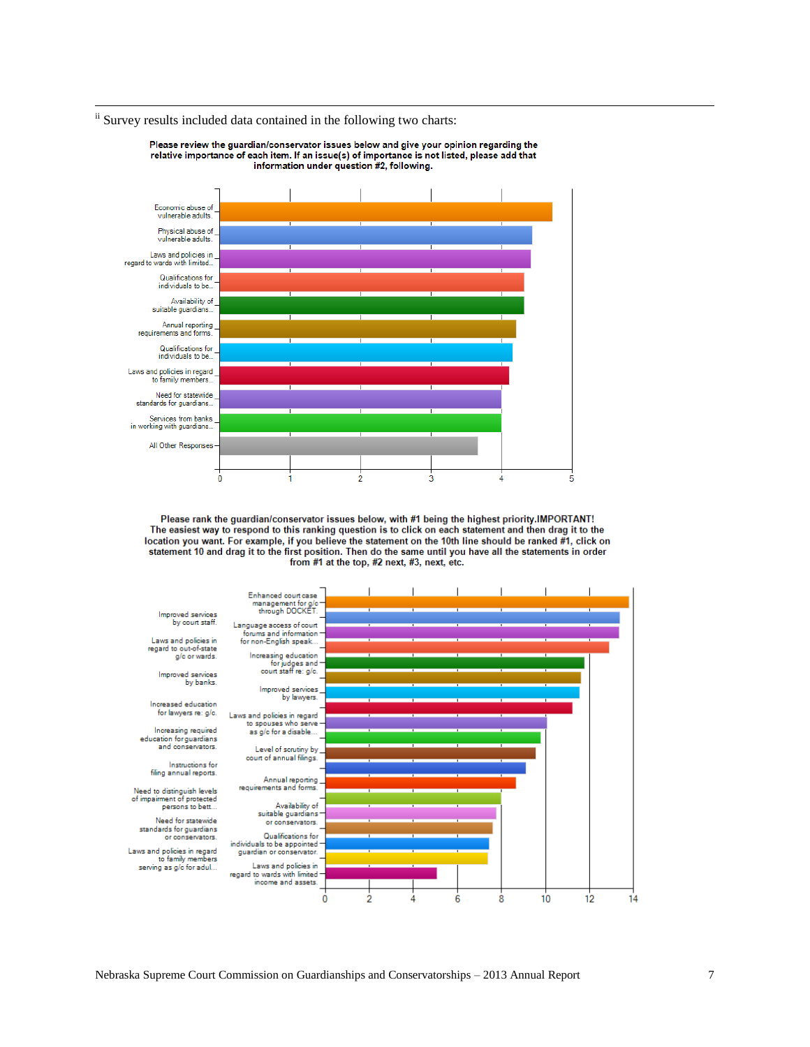[ii] Survey results included data contained in the following two charts:

**Please review the guardian/conservator issues below and give your opinion regarding the relative importance of each item. If an issue(s) of importance is not listed, please add that information under question #2, following.**

Economic abuse of vulnerable adults.
Physical abuse of vulnerable adults.
Laws and policies in regard to wards with limited...
Qualifications for individuals to be...
Availability of suitable guardians...
Annual reporting requirements and forms.
Qualifications for individuals to be...
Laws and policies in regard to family members...
Need for statewide standards for guardians...
Services from banks in working with guardians...
All Other Responses

0 1 2 3 4 5

**Please rank the guardian/conservator issues below, with #1 being the highest priority.IMPORTANT! The easiest way to respond to this ranking question is to click on each statement and then drag it to the location you want. For example, if you believe the statement on the 10th line should be ranked #1, click on statement 10 and drag it to the first position. Then do the same until you have all the statements in order from #1 at the top, #2 next, #3, next, etc.**

Enhanced court case management for g/c through DOCKET.
Improved services by court staff.
Language access of court forums and information for non-English speak...
Laws and policies in regard to out-of-state g/c or wards.
Increasing education for judges and court staff re: g/c.
Improved services by banks.
Improved services by lawyers.
Increased education for lawyers re: g/c.
Laws and policies in regard to spouses who serve as g/c for a disable...
Increasing required education for guardians and conservators.
Level of scrutiny by court of annual filings.
Instructions for filing annual reports.
Annual reporting requirements and forms.
Need to distinguish levels of impairment of protected persons to bett...
Availability of suitable guardians or conservators.
Need for statewide standards for guardians or conservators.
Qualifications for individuals to be appointed guardian or conservator.
Laws and policies in regard to family members serving as g/c for adul...
Laws and policies in regard to wards with limited income and assets.

0 2 4 6 8 10 12 14